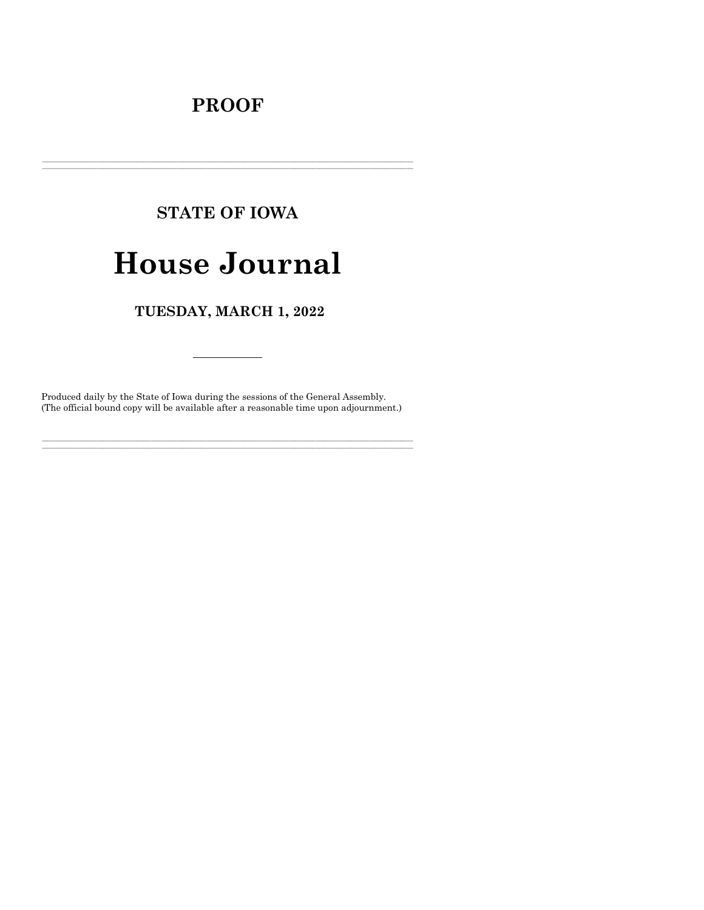# PROOF

---

## STATE OF IOWA

# House Journal

## TUESDAY, MARCH 1, 2022

---

Produced daily by the State of Iowa during the sessions of the General Assembly.
(The official bound copy will be available after a reasonable time upon adjournment.)

---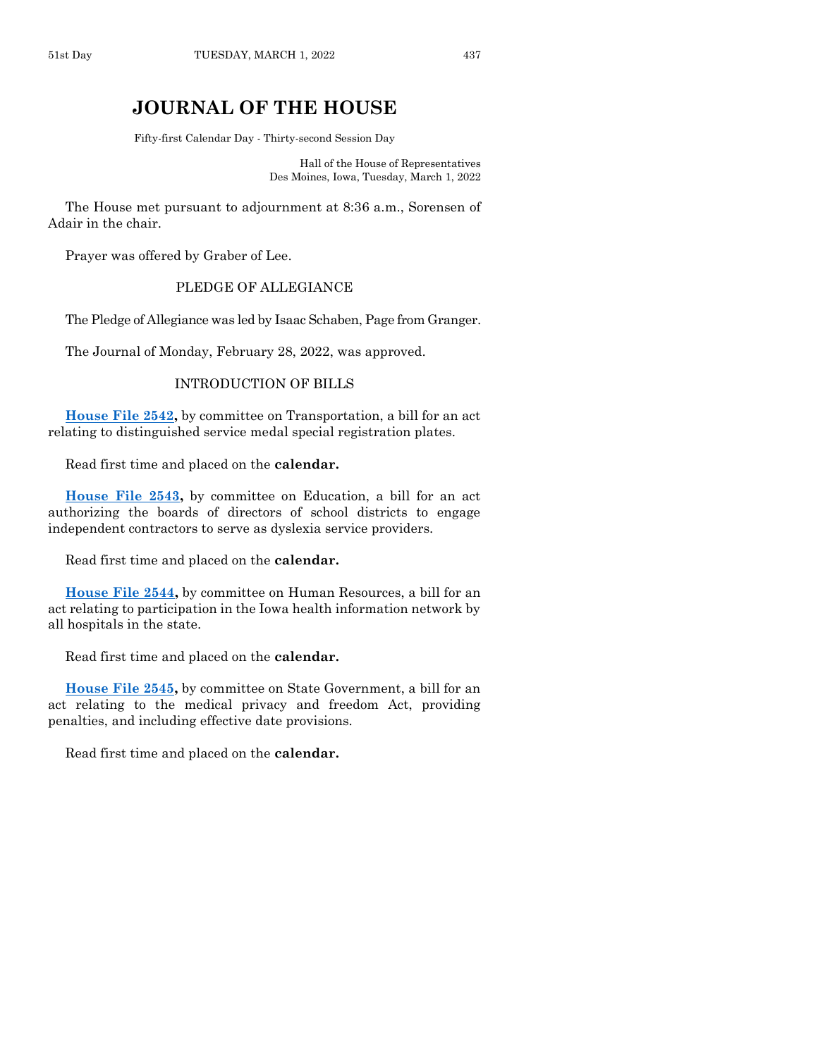# JOURNAL OF THE HOUSE

Fifty-first Calendar Day - Thirty-second Session Day

Hall of the House of Representatives
Des Moines, Iowa, Tuesday, March 1, 2022

The House met pursuant to adjournment at 8:36 a.m., Sorensen of Adair in the chair.

Prayer was offered by Graber of Lee.

PLEDGE OF ALLEGIANCE

The Pledge of Allegiance was led by Isaac Schaben, Page from Granger.

The Journal of Monday, February 28, 2022, was approved.

INTRODUCTION OF BILLS

**House File 2542,** by committee on Transportation, a bill for an act relating to distinguished service medal special registration plates.

Read first time and placed on the **calendar.**

**House File 2543,** by committee on Education, a bill for an act authorizing the boards of directors of school districts to engage independent contractors to serve as dyslexia service providers.

Read first time and placed on the **calendar.**

**House File 2544,** by committee on Human Resources, a bill for an act relating to participation in the Iowa health information network by all hospitals in the state.

Read first time and placed on the **calendar.**

**House File 2545,** by committee on State Government, a bill for an act relating to the medical privacy and freedom Act, providing penalties, and including effective date provisions.

Read first time and placed on the **calendar.**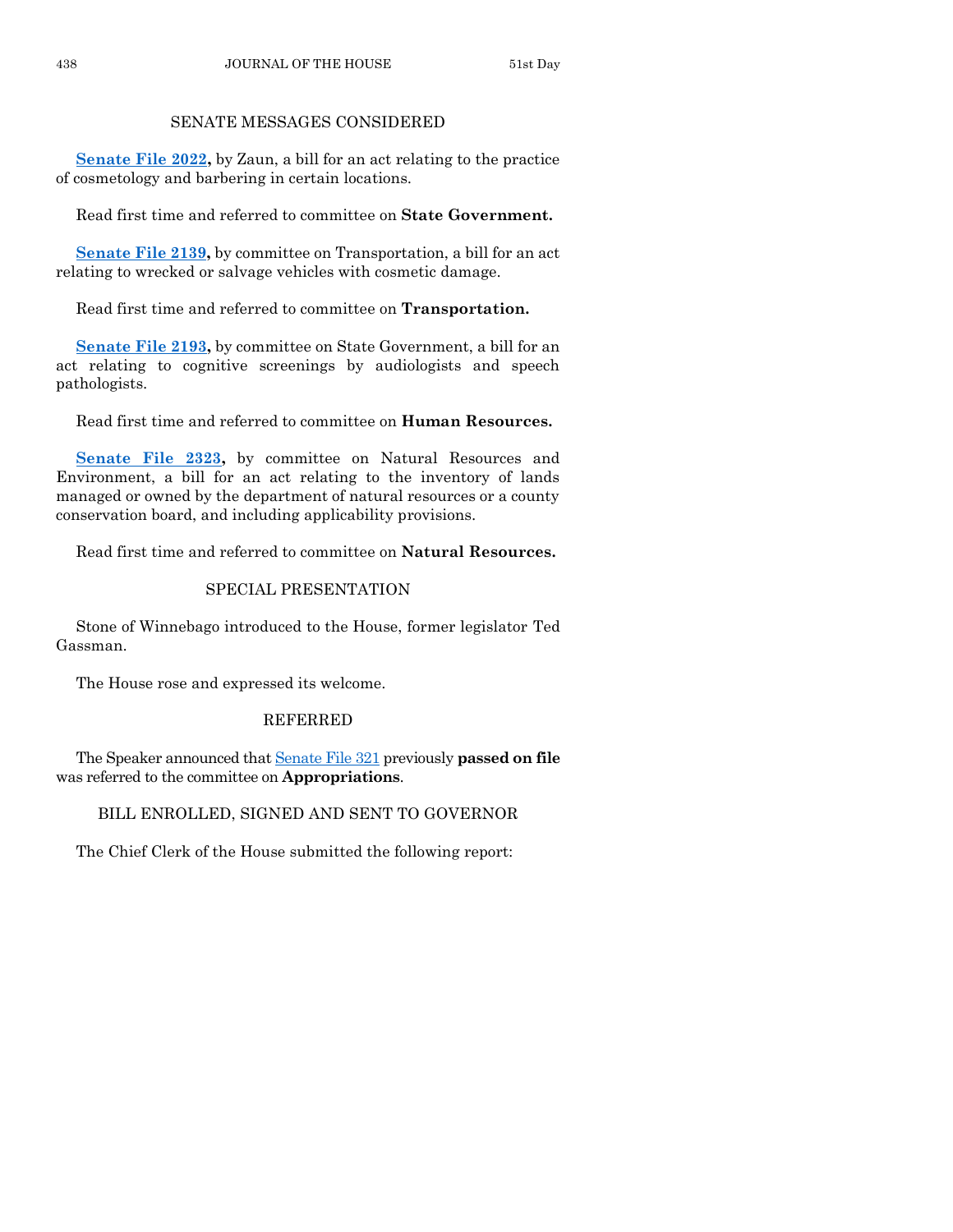## SENATE MESSAGES CONSIDERED

**Senate File 2022,** by Zaun, a bill for an act relating to the practice of cosmetology and barbering in certain locations.

Read first time and referred to committee on **State Government.**

**Senate File 2139,** by committee on Transportation, a bill for an act relating to wrecked or salvage vehicles with cosmetic damage.

Read first time and referred to committee on **Transportation.**

**Senate File 2193,** by committee on State Government, a bill for an act relating to cognitive screenings by audiologists and speech pathologists.

Read first time and referred to committee on **Human Resources.**

**Senate File 2323,** by committee on Natural Resources and Environment, a bill for an act relating to the inventory of lands managed or owned by the department of natural resources or a county conservation board, and including applicability provisions.

Read first time and referred to committee on **Natural Resources.**

## SPECIAL PRESENTATION

Stone of Winnebago introduced to the House, former legislator Ted Gassman.

The House rose and expressed its welcome.

## REFERRED

The Speaker announced that Senate File 321 previously **passed on file** was referred to the committee on **Appropriations**.

## BILL ENROLLED, SIGNED AND SENT TO GOVERNOR

The Chief Clerk of the House submitted the following report: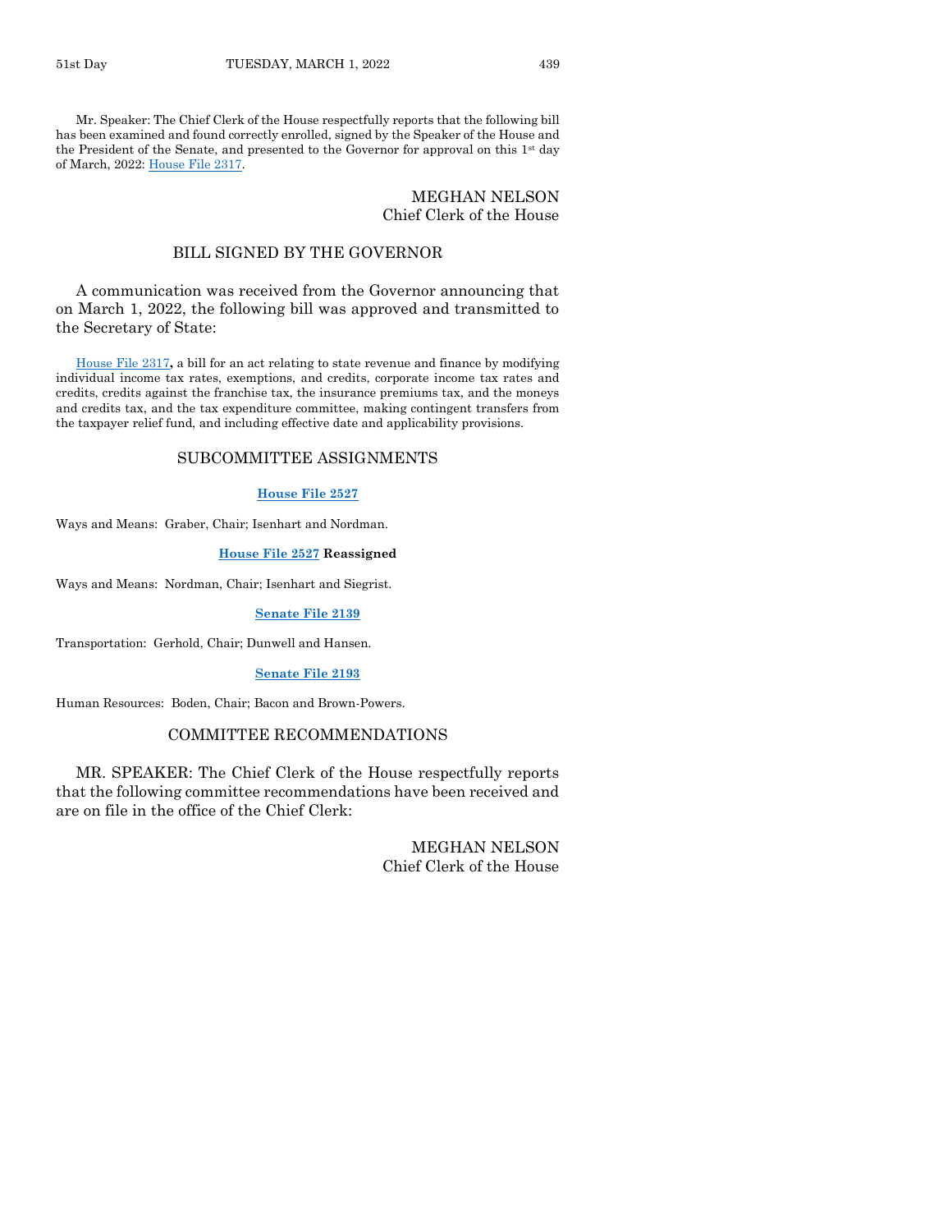Mr. Speaker: The Chief Clerk of the House respectfully reports that the following bill has been examined and found correctly enrolled, signed by the Speaker of the House and the President of the Senate, and presented to the Governor for approval on this 1st day of March, 2022: House File 2317.

MEGHAN NELSON
Chief Clerk of the House

## BILL SIGNED BY THE GOVERNOR

A communication was received from the Governor announcing that on March 1, 2022, the following bill was approved and transmitted to the Secretary of State:

House File 2317**,** a bill for an act relating to state revenue and finance by modifying individual income tax rates, exemptions, and credits, corporate income tax rates and credits, credits against the franchise tax, the insurance premiums tax, and the moneys and credits tax, and the tax expenditure committee, making contingent transfers from the taxpayer relief fund, and including effective date and applicability provisions.

## SUBCOMMITTEE ASSIGNMENTS

**House File 2527**

Ways and Means: Graber, Chair; Isenhart and Nordman.

**House File 2527 Reassigned**

Ways and Means: Nordman, Chair; Isenhart and Siegrist.

**Senate File 2139**

Transportation: Gerhold, Chair; Dunwell and Hansen.

**Senate File 2193**

Human Resources: Boden, Chair; Bacon and Brown-Powers.

## COMMITTEE RECOMMENDATIONS

MR. SPEAKER: The Chief Clerk of the House respectfully reports that the following committee recommendations have been received and are on file in the office of the Chief Clerk:

MEGHAN NELSON
Chief Clerk of the House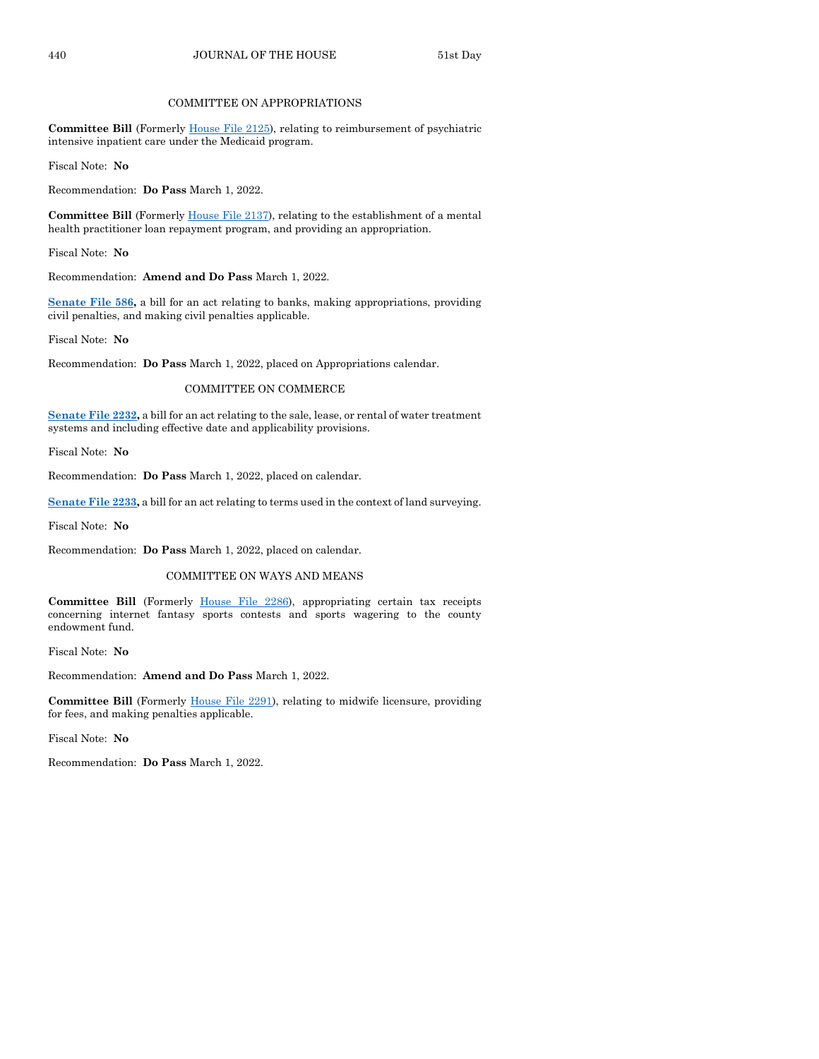## COMMITTEE ON APPROPRIATIONS

**Committee Bill** (Formerly House File 2125), relating to reimbursement of psychiatric intensive inpatient care under the Medicaid program.

Fiscal Note: **No**

Recommendation: **Do Pass** March 1, 2022.

**Committee Bill** (Formerly House File 2137), relating to the establishment of a mental health practitioner loan repayment program, and providing an appropriation.

Fiscal Note: **No**

Recommendation: **Amend and Do Pass** March 1, 2022.

**Senate File 586,** a bill for an act relating to banks, making appropriations, providing civil penalties, and making civil penalties applicable.

Fiscal Note: **No**

Recommendation: **Do Pass** March 1, 2022, placed on Appropriations calendar.

## COMMITTEE ON COMMERCE

**Senate File 2232,** a bill for an act relating to the sale, lease, or rental of water treatment systems and including effective date and applicability provisions.

Fiscal Note: **No**

Recommendation: **Do Pass** March 1, 2022, placed on calendar.

**Senate File 2233,** a bill for an act relating to terms used in the context of land surveying.

Fiscal Note: **No**

Recommendation: **Do Pass** March 1, 2022, placed on calendar.

## COMMITTEE ON WAYS AND MEANS

**Committee Bill** (Formerly House File 2286), appropriating certain tax receipts concerning internet fantasy sports contests and sports wagering to the county endowment fund.

Fiscal Note: **No**

Recommendation: **Amend and Do Pass** March 1, 2022.

**Committee Bill** (Formerly House File 2291), relating to midwife licensure, providing for fees, and making penalties applicable.

Fiscal Note: **No**

Recommendation: **Do Pass** March 1, 2022.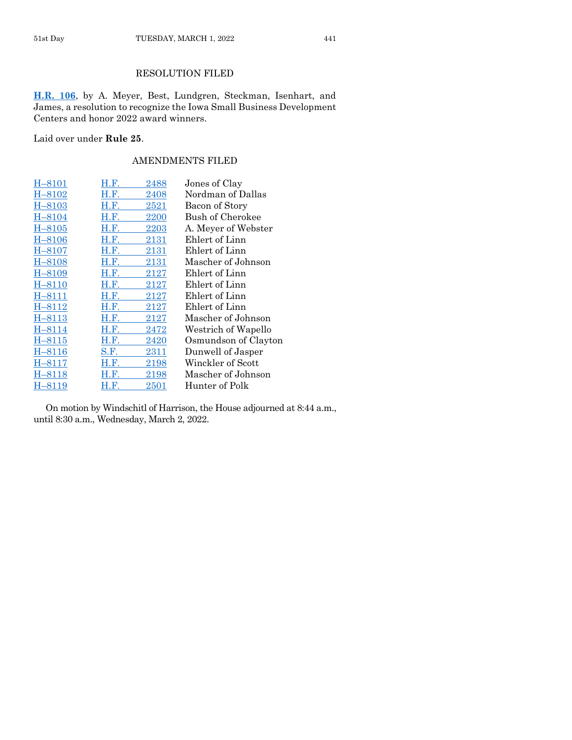## RESOLUTION FILED

**H.R. 106**, by A. Meyer, Best, Lundgren, Steckman, Isenhart, and James, a resolution to recognize the Iowa Small Business Development Centers and honor 2022 award winners.

Laid over under **Rule 25**.

## AMENDMENTS FILED

| | | |
|---|---|---|
| H–8101 | H.F. 2488 | Jones of Clay |
| H–8102 | H.F. 2408 | Nordman of Dallas |
| H–8103 | H.F. 2521 | Bacon of Story |
| H–8104 | H.F. 2200 | Bush of Cherokee |
| H–8105 | H.F. 2203 | A. Meyer of Webster |
| H–8106 | H.F. 2131 | Ehlert of Linn |
| H–8107 | H.F. 2131 | Ehlert of Linn |
| H–8108 | H.F. 2131 | Mascher of Johnson |
| H–8109 | H.F. 2127 | Ehlert of Linn |
| H–8110 | H.F. 2127 | Ehlert of Linn |
| H–8111 | H.F. 2127 | Ehlert of Linn |
| H–8112 | H.F. 2127 | Ehlert of Linn |
| H–8113 | H.F. 2127 | Mascher of Johnson |
| H–8114 | H.F. 2472 | Westrich of Wapello |
| H–8115 | H.F. 2420 | Osmundson of Clayton |
| H–8116 | S.F. 2311 | Dunwell of Jasper |
| H–8117 | H.F. 2198 | Winckler of Scott |
| H–8118 | H.F. 2198 | Mascher of Johnson |
| H–8119 | H.F. 2501 | Hunter of Polk |

On motion by Windschitl of Harrison, the House adjourned at 8:44 a.m., until 8:30 a.m., Wednesday, March 2, 2022.